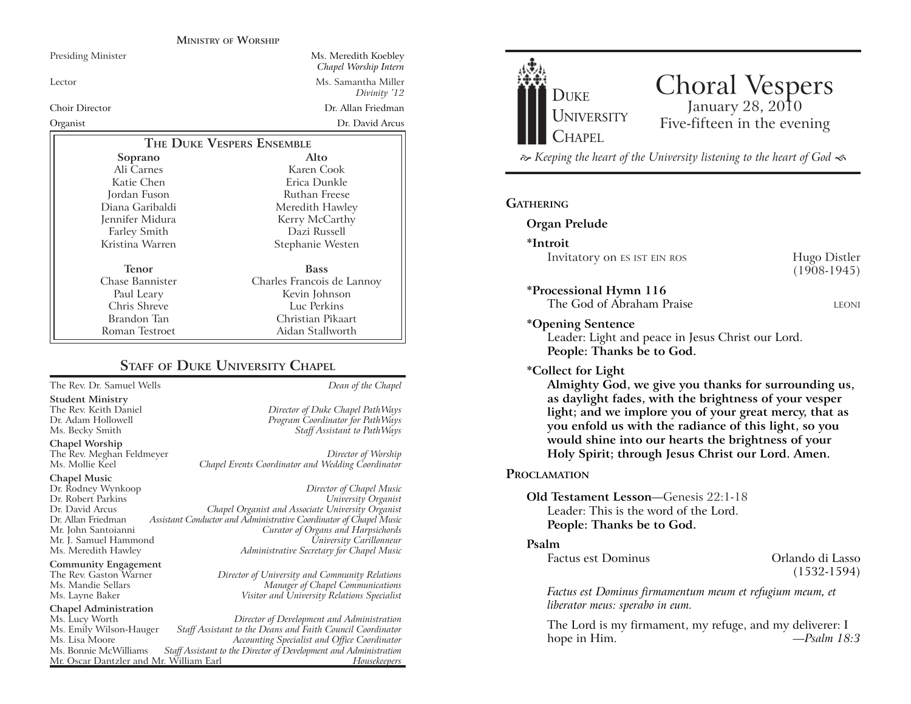## Ministry of Worship

| | |
|---|---|
| Presiding Minister | Ms. Meredith Koebley *Chapel Worship Intern* |
| Lector | Ms. Samantha Miller *Divinity '12* |
| Choir Director | Dr. Allan Friedman |
| Organist | Dr. David Arcus |

### The Duke Vespers Ensemble

| Soprano | Alto |
|---|---|
| Ali Carnes | Karen Cook |
| Katie Chen | Erica Dunkle |
| Jordan Fuson | Ruthan Freese |
| Diana Garibaldi | Meredith Hawley |
| Jennifer Midura | Kerry McCarthy |
| Farley Smith | Dazi Russell |
| Kristina Warren | Stephanie Westen |

| Tenor | Bass |
|---|---|
| Chase Bannister | Charles Francois de Lannoy |
| Paul Leary | Kevin Johnson |
| Chris Shreve | Luc Perkins |
| Brandon Tan | Christian Pikaart |
| Roman Testroet | Aidan Stallworth |

## Staff of Duke University Chapel

The Rev. Dr. Samuel Wells — *Dean of the Chapel*

**Student Ministry**
The Rev. Keith Daniel — *Director of Duke Chapel PathWays*
Dr. Adam Hollowell — *Program Coordinator for PathWays*
Ms. Becky Smith — *Staff Assistant to PathWays*

**Chapel Worship**
The Rev. Meghan Feldmeyer — *Director of Worship*
Ms. Mollie Keel — *Chapel Events Coordinator and Wedding Coordinator*

**Chapel Music**
Dr. Rodney Wynkoop — *Director of Chapel Music*
Dr. Robert Parkins — *University Organist*
Dr. David Arcus — *Chapel Organist and Associate University Organist*
Dr. Allan Friedman — *Assistant Conductor and Administrative Coordinator of Chapel Music*
Mr. John Santoianni — *Curator of Organs and Harpsichords*
Mr. J. Samuel Hammond — *University Carillonneur*
Ms. Meredith Hawley — *Administrative Secretary for Chapel Music*

**Community Engagement**
The Rev. Gaston Warner — *Director of University and Community Relations*
Ms. Mandie Sellars — *Manager of Chapel Communications*
Ms. Layne Baker — *Visitor and University Relations Specialist*

**Chapel Administration**
Ms. Lucy Worth — *Director of Development and Administration*
Ms. Emily Wilson-Hauger — *Staff Assistant to the Deans and Faith Council Coordinator*
Ms. Lisa Moore — *Accounting Specialist and Office Coordinator*
Ms. Bonnie McWilliams — *Staff Assistant to the Director of Development and Administration*
Mr. Oscar Dantzler and Mr. William Earl — *Housekeepers*

---

Duke University Chapel

# Choral Vespers

January 28, 2010
Five-fifteen in the evening

*Keeping the heart of the University listening to the heart of God*

## Gathering

**Organ Prelude**

**\*Introit**
Invitatory on ES IST EIN ROS — Hugo Distler (1908-1945)

**\*Processional Hymn 116**
The God of Abraham Praise — LEONI

**\*Opening Sentence**
Leader: Light and peace in Jesus Christ our Lord.
**People: Thanks be to God.**

**\*Collect for Light**
**Almighty God, we give you thanks for surrounding us, as daylight fades, with the brightness of your vesper light; and we implore you of your great mercy, that as you enfold us with the radiance of this light, so you would shine into our hearts the brightness of your Holy Spirit; through Jesus Christ our Lord. Amen.**

## Proclamation

**Old Testament Lesson**—Genesis 22:1-18
Leader: This is the word of the Lord.
**People: Thanks be to God.**

**Psalm**
Factus est Dominus — Orlando di Lasso (1532-1594)

*Factus est Dominus firmamentum meum et refugium meum, et liberator meus: sperabo in eum.*

The Lord is my firmament, my refuge, and my deliverer: I hope in Him. —*Psalm 18:3*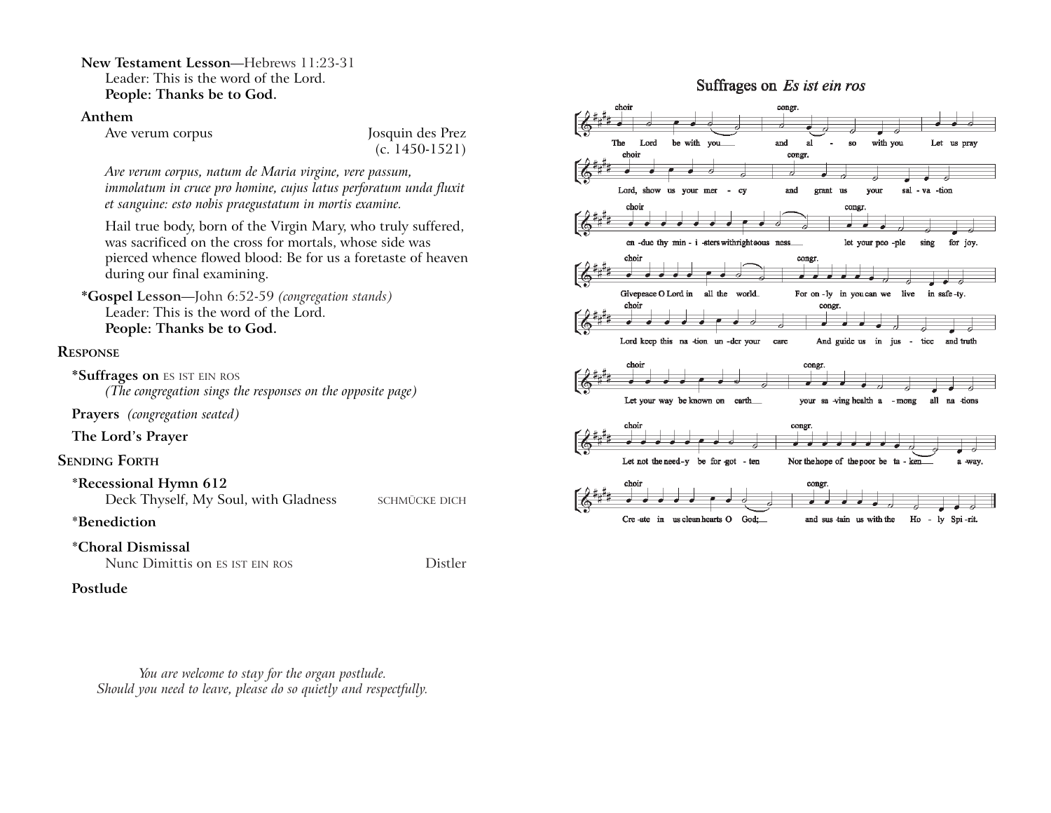**New Testament Lesson**—Hebrews 11:23-31
Leader: This is the word of the Lord.
**People: Thanks be to God.**

**Anthem**
Ave verum corpus — Josquin des Prez (c. 1450-1521)

*Ave verum corpus, natum de Maria virgine, vere passum, immolatum in cruce pro homine, cujus latus perforatum unda fluxit et sanguine: esto nobis praegustatum in mortis examine.*

Hail true body, born of the Virgin Mary, who truly suffered, was sacrificed on the cross for mortals, whose side was pierced whence flowed blood: Be for us a foretaste of heaven during our final examining.

**\*Gospel Lesson**—John 6:52-59 *(congregation stands)*
Leader: This is the word of the Lord.
**People: Thanks be to God.**

## Response

**\*Suffrages on** ES IST EIN ROS
*(The congregation sings the responses on the opposite page)*

**Prayers** *(congregation seated)*

**The Lord's Prayer**

## Sending Forth

\***Recessional Hymn 612**
Deck Thyself, My Soul, with Gladness — SCHMÜCKE DICH

\***Benediction**

\***Choral Dismissal**
Nunc Dimittis on ES IST EIN ROS — Distler

**Postlude**

*You are welcome to stay for the organ postlude.*
*Should you need to leave, please do so quietly and respectfully.*

## Suffrages on *Es ist ein ros*

choir: The Lord be with you — congr.: and also with you
choir: Let us pray

choir: Lord, show us your mercy — congr.: and grant us your salvation

choir: Endue thy ministers with righteousness — congr.: let your people sing for joy.

choir: Give peace O Lord in all the world — congr.: For only in you can we live in safety.

choir: Lord keep this nation under your care — congr.: And guide us in justice and truth

choir: Let your way be known on earth — congr.: your saving health among all nations

choir: Let not the needy be forgotten — congr.: Nor the hope of the poor be taken away.

choir: Create in us clean hearts O God; — congr.: and sustain us with the Holy Spirit.